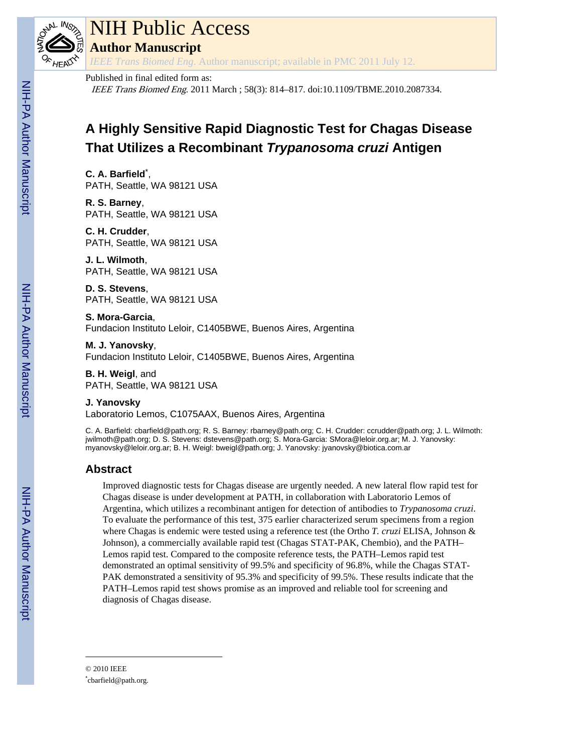# NIH Public Access

## Author Manuscript

*IEEE Trans Biomed Eng*. Author manuscript; available in PMC 2011 July 12.

Published in final edited form as:

*IEEE Trans Biomed Eng*. 2011 March ; 58(3): 814–817. doi:10.1109/TBME.2010.2087334.

# A Highly Sensitive Rapid Diagnostic Test for Chagas Disease That Utilizes a Recombinant *Trypanosoma cruzi* Antigen

**C. A. Barfield**[*],
PATH, Seattle, WA 98121 USA

**R. S. Barney**,
PATH, Seattle, WA 98121 USA

**C. H. Crudder**,
PATH, Seattle, WA 98121 USA

**J. L. Wilmoth**,
PATH, Seattle, WA 98121 USA

**D. S. Stevens**,
PATH, Seattle, WA 98121 USA

**S. Mora-Garcia**,
Fundacion Instituto Leloir, C1405BWE, Buenos Aires, Argentina

**M. J. Yanovsky**,
Fundacion Instituto Leloir, C1405BWE, Buenos Aires, Argentina

**B. H. Weigl**, and
PATH, Seattle, WA 98121 USA

**J. Yanovsky**
Laboratorio Lemos, C1075AAX, Buenos Aires, Argentina

C. A. Barfield: cbarfield@path.org; R. S. Barney: rbarney@path.org; C. H. Crudder: ccrudder@path.org; J. L. Wilmoth: jwilmoth@path.org; D. S. Stevens: dstevens@path.org; S. Mora-Garcia: SMora@leloir.org.ar; M. J. Yanovsky: myanovsky@leloir.org.ar; B. H. Weigl: bweigl@path.org; J. Yanovsky: jyanovsky@biotica.com.ar

## Abstract

Improved diagnostic tests for Chagas disease are urgently needed. A new lateral flow rapid test for Chagas disease is under development at PATH, in collaboration with Laboratorio Lemos of Argentina, which utilizes a recombinant antigen for detection of antibodies to *Trypanosoma cruzi*. To evaluate the performance of this test, 375 earlier characterized serum specimens from a region where Chagas is endemic were tested using a reference test (the Ortho *T. cruzi* ELISA, Johnson & Johnson), a commercially available rapid test (Chagas STAT-PAK, Chembio), and the PATH–Lemos rapid test. Compared to the composite reference tests, the PATH–Lemos rapid test demonstrated an optimal sensitivity of 99.5% and specificity of 96.8%, while the Chagas STAT-PAK demonstrated a sensitivity of 95.3% and specificity of 99.5%. These results indicate that the PATH–Lemos rapid test shows promise as an improved and reliable tool for screening and diagnosis of Chagas disease.

© 2010 IEEE

[*]cbarfield@path.org.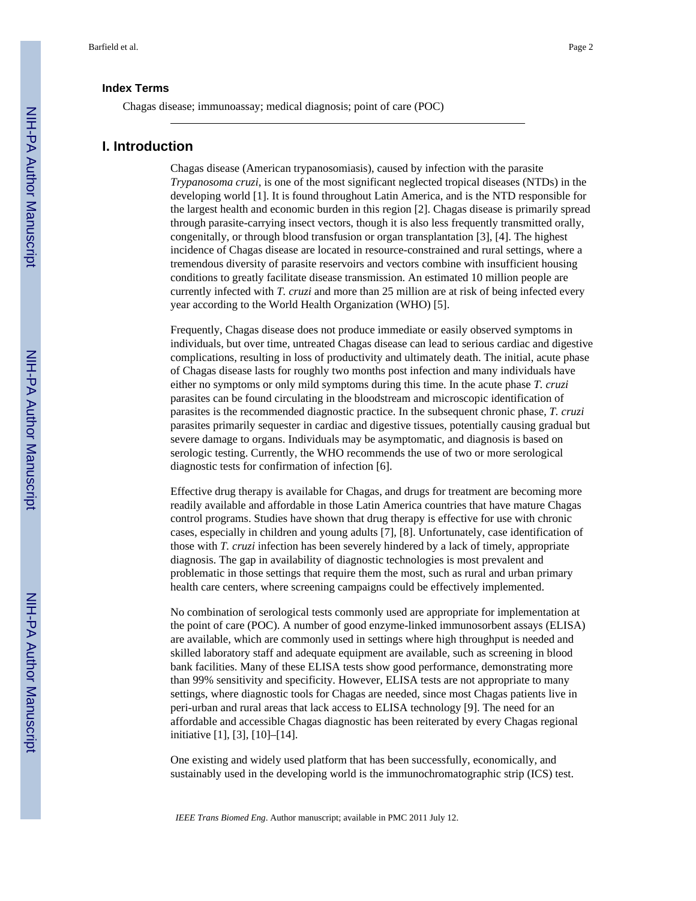### Index Terms

Chagas disease; immunoassay; medical diagnosis; point of care (POC)

## I. Introduction

Chagas disease (American trypanosomiasis), caused by infection with the parasite *Trypanosoma cruzi*, is one of the most significant neglected tropical diseases (NTDs) in the developing world [1]. It is found throughout Latin America, and is the NTD responsible for the largest health and economic burden in this region [2]. Chagas disease is primarily spread through parasite-carrying insect vectors, though it is also less frequently transmitted orally, congenitally, or through blood transfusion or organ transplantation [3], [4]. The highest incidence of Chagas disease are located in resource-constrained and rural settings, where a tremendous diversity of parasite reservoirs and vectors combine with insufficient housing conditions to greatly facilitate disease transmission. An estimated 10 million people are currently infected with *T. cruzi* and more than 25 million are at risk of being infected every year according to the World Health Organization (WHO) [5].

Frequently, Chagas disease does not produce immediate or easily observed symptoms in individuals, but over time, untreated Chagas disease can lead to serious cardiac and digestive complications, resulting in loss of productivity and ultimately death. The initial, acute phase of Chagas disease lasts for roughly two months post infection and many individuals have either no symptoms or only mild symptoms during this time. In the acute phase *T. cruzi* parasites can be found circulating in the bloodstream and microscopic identification of parasites is the recommended diagnostic practice. In the subsequent chronic phase, *T. cruzi* parasites primarily sequester in cardiac and digestive tissues, potentially causing gradual but severe damage to organs. Individuals may be asymptomatic, and diagnosis is based on serologic testing. Currently, the WHO recommends the use of two or more serological diagnostic tests for confirmation of infection [6].

Effective drug therapy is available for Chagas, and drugs for treatment are becoming more readily available and affordable in those Latin America countries that have mature Chagas control programs. Studies have shown that drug therapy is effective for use with chronic cases, especially in children and young adults [7], [8]. Unfortunately, case identification of those with *T. cruzi* infection has been severely hindered by a lack of timely, appropriate diagnosis. The gap in availability of diagnostic technologies is most prevalent and problematic in those settings that require them the most, such as rural and urban primary health care centers, where screening campaigns could be effectively implemented.

No combination of serological tests commonly used are appropriate for implementation at the point of care (POC). A number of good enzyme-linked immunosorbent assays (ELISA) are available, which are commonly used in settings where high throughput is needed and skilled laboratory staff and adequate equipment are available, such as screening in blood bank facilities. Many of these ELISA tests show good performance, demonstrating more than 99% sensitivity and specificity. However, ELISA tests are not appropriate to many settings, where diagnostic tools for Chagas are needed, since most Chagas patients live in peri-urban and rural areas that lack access to ELISA technology [9]. The need for an affordable and accessible Chagas diagnostic has been reiterated by every Chagas regional initiative [1], [3], [10]–[14].

One existing and widely used platform that has been successfully, economically, and sustainably used in the developing world is the immunochromatographic strip (ICS) test.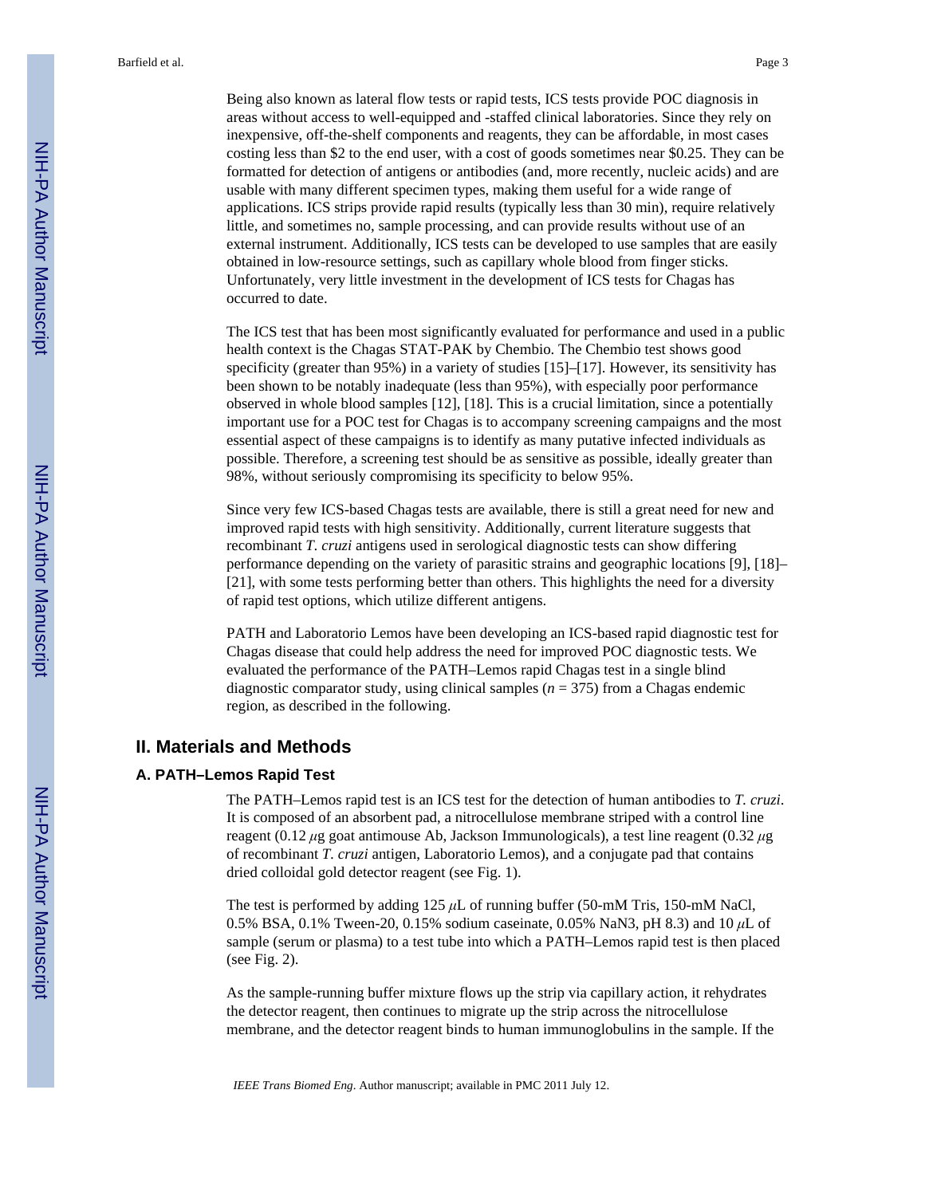Being also known as lateral flow tests or rapid tests, ICS tests provide POC diagnosis in areas without access to well-equipped and -staffed clinical laboratories. Since they rely on inexpensive, off-the-shelf components and reagents, they can be affordable, in most cases costing less than $2 to the end user, with a cost of goods sometimes near $0.25. They can be formatted for detection of antigens or antibodies (and, more recently, nucleic acids) and are usable with many different specimen types, making them useful for a wide range of applications. ICS strips provide rapid results (typically less than 30 min), require relatively little, and sometimes no, sample processing, and can provide results without use of an external instrument. Additionally, ICS tests can be developed to use samples that are easily obtained in low-resource settings, such as capillary whole blood from finger sticks. Unfortunately, very little investment in the development of ICS tests for Chagas has occurred to date.

The ICS test that has been most significantly evaluated for performance and used in a public health context is the Chagas STAT-PAK by Chembio. The Chembio test shows good specificity (greater than 95%) in a variety of studies [15]–[17]. However, its sensitivity has been shown to be notably inadequate (less than 95%), with especially poor performance observed in whole blood samples [12], [18]. This is a crucial limitation, since a potentially important use for a POC test for Chagas is to accompany screening campaigns and the most essential aspect of these campaigns is to identify as many putative infected individuals as possible. Therefore, a screening test should be as sensitive as possible, ideally greater than 98%, without seriously compromising its specificity to below 95%.

Since very few ICS-based Chagas tests are available, there is still a great need for new and improved rapid tests with high sensitivity. Additionally, current literature suggests that recombinant *T. cruzi* antigens used in serological diagnostic tests can show differing performance depending on the variety of parasitic strains and geographic locations [9], [18]–[21], with some tests performing better than others. This highlights the need for a diversity of rapid test options, which utilize different antigens.

PATH and Laboratorio Lemos have been developing an ICS-based rapid diagnostic test for Chagas disease that could help address the need for improved POC diagnostic tests. We evaluated the performance of the PATH–Lemos rapid Chagas test in a single blind diagnostic comparator study, using clinical samples ($n$ = 375) from a Chagas endemic region, as described in the following.

## II. Materials and Methods

### A. PATH–Lemos Rapid Test

The PATH–Lemos rapid test is an ICS test for the detection of human antibodies to *T. cruzi*. It is composed of an absorbent pad, a nitrocellulose membrane striped with a control line reagent (0.12 $\mu$g goat antimouse Ab, Jackson Immunologicals), a test line reagent (0.32 $\mu$g of recombinant *T. cruzi* antigen, Laboratorio Lemos), and a conjugate pad that contains dried colloidal gold detector reagent (see Fig. 1).

The test is performed by adding 125 $\mu$L of running buffer (50-mM Tris, 150-mM NaCl, 0.5% BSA, 0.1% Tween-20, 0.15% sodium caseinate, 0.05% $NaN_3$, pH 8.3) and 10 $\mu$L of sample (serum or plasma) to a test tube into which a PATH–Lemos rapid test is then placed (see Fig. 2).

As the sample-running buffer mixture flows up the strip via capillary action, it rehydrates the detector reagent, then continues to migrate up the strip across the nitrocellulose membrane, and the detector reagent binds to human immunoglobulins in the sample. If the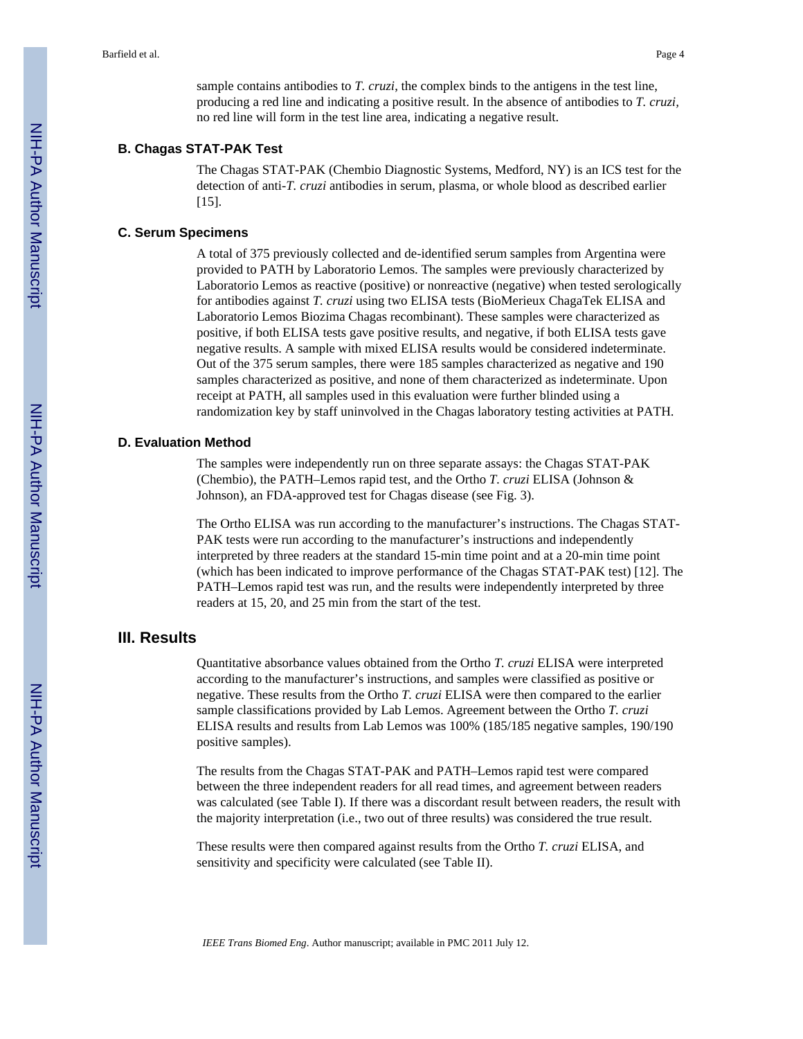sample contains antibodies to *T. cruzi*, the complex binds to the antigens in the test line, producing a red line and indicating a positive result. In the absence of antibodies to *T. cruzi*, no red line will form in the test line area, indicating a negative result.

### B. Chagas STAT-PAK Test

The Chagas STAT-PAK (Chembio Diagnostic Systems, Medford, NY) is an ICS test for the detection of anti-*T. cruzi* antibodies in serum, plasma, or whole blood as described earlier [15].

### C. Serum Specimens

A total of 375 previously collected and de-identified serum samples from Argentina were provided to PATH by Laboratorio Lemos. The samples were previously characterized by Laboratorio Lemos as reactive (positive) or nonreactive (negative) when tested serologically for antibodies against *T. cruzi* using two ELISA tests (BioMerieux ChagaTek ELISA and Laboratorio Lemos Biozima Chagas recombinant). These samples were characterized as positive, if both ELISA tests gave positive results, and negative, if both ELISA tests gave negative results. A sample with mixed ELISA results would be considered indeterminate. Out of the 375 serum samples, there were 185 samples characterized as negative and 190 samples characterized as positive, and none of them characterized as indeterminate. Upon receipt at PATH, all samples used in this evaluation were further blinded using a randomization key by staff uninvolved in the Chagas laboratory testing activities at PATH.

### D. Evaluation Method

The samples were independently run on three separate assays: the Chagas STAT-PAK (Chembio), the PATH–Lemos rapid test, and the Ortho *T. cruzi* ELISA (Johnson & Johnson), an FDA-approved test for Chagas disease (see Fig. 3).

The Ortho ELISA was run according to the manufacturer's instructions. The Chagas STAT-PAK tests were run according to the manufacturer's instructions and independently interpreted by three readers at the standard 15-min time point and at a 20-min time point (which has been indicated to improve performance of the Chagas STAT-PAK test) [12]. The PATH–Lemos rapid test was run, and the results were independently interpreted by three readers at 15, 20, and 25 min from the start of the test.

## III. Results

Quantitative absorbance values obtained from the Ortho *T. cruzi* ELISA were interpreted according to the manufacturer's instructions, and samples were classified as positive or negative. These results from the Ortho *T. cruzi* ELISA were then compared to the earlier sample classifications provided by Lab Lemos. Agreement between the Ortho *T. cruzi* ELISA results and results from Lab Lemos was 100% (185/185 negative samples, 190/190 positive samples).

The results from the Chagas STAT-PAK and PATH–Lemos rapid test were compared between the three independent readers for all read times, and agreement between readers was calculated (see Table I). If there was a discordant result between readers, the result with the majority interpretation (i.e., two out of three results) was considered the true result.

These results were then compared against results from the Ortho *T. cruzi* ELISA, and sensitivity and specificity were calculated (see Table II).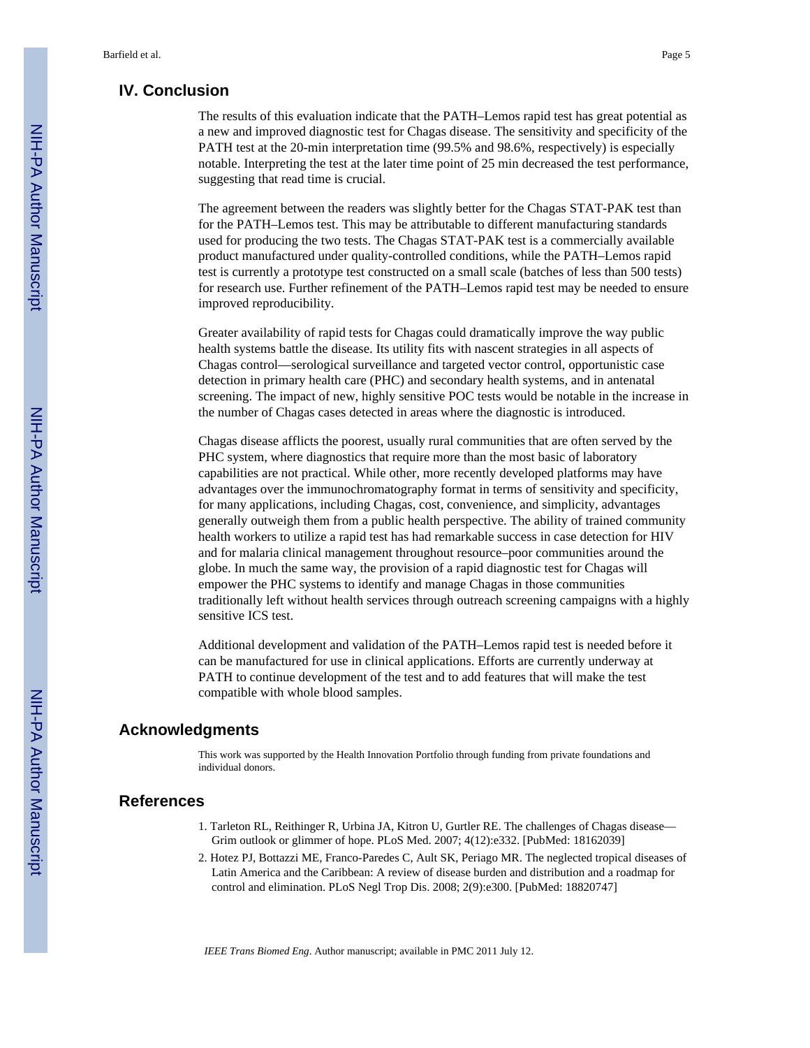## IV. Conclusion

The results of this evaluation indicate that the PATH–Lemos rapid test has great potential as a new and improved diagnostic test for Chagas disease. The sensitivity and specificity of the PATH test at the 20-min interpretation time (99.5% and 98.6%, respectively) is especially notable. Interpreting the test at the later time point of 25 min decreased the test performance, suggesting that read time is crucial.

The agreement between the readers was slightly better for the Chagas STAT-PAK test than for the PATH–Lemos test. This may be attributable to different manufacturing standards used for producing the two tests. The Chagas STAT-PAK test is a commercially available product manufactured under quality-controlled conditions, while the PATH–Lemos rapid test is currently a prototype test constructed on a small scale (batches of less than 500 tests) for research use. Further refinement of the PATH–Lemos rapid test may be needed to ensure improved reproducibility.

Greater availability of rapid tests for Chagas could dramatically improve the way public health systems battle the disease. Its utility fits with nascent strategies in all aspects of Chagas control—serological surveillance and targeted vector control, opportunistic case detection in primary health care (PHC) and secondary health systems, and in antenatal screening. The impact of new, highly sensitive POC tests would be notable in the increase in the number of Chagas cases detected in areas where the diagnostic is introduced.

Chagas disease afflicts the poorest, usually rural communities that are often served by the PHC system, where diagnostics that require more than the most basic of laboratory capabilities are not practical. While other, more recently developed platforms may have advantages over the immunochromatography format in terms of sensitivity and specificity, for many applications, including Chagas, cost, convenience, and simplicity, advantages generally outweigh them from a public health perspective. The ability of trained community health workers to utilize a rapid test has had remarkable success in case detection for HIV and for malaria clinical management throughout resource–poor communities around the globe. In much the same way, the provision of a rapid diagnostic test for Chagas will empower the PHC systems to identify and manage Chagas in those communities traditionally left without health services through outreach screening campaigns with a highly sensitive ICS test.

Additional development and validation of the PATH–Lemos rapid test is needed before it can be manufactured for use in clinical applications. Efforts are currently underway at PATH to continue development of the test and to add features that will make the test compatible with whole blood samples.

## Acknowledgments

This work was supported by the Health Innovation Portfolio through funding from private foundations and individual donors.

## References

1. Tarleton RL, Reithinger R, Urbina JA, Kitron U, Gurtler RE. The challenges of Chagas disease—Grim outlook or glimmer of hope. PLoS Med. 2007; 4(12):e332. [PubMed: 18162039]
2. Hotez PJ, Bottazzi ME, Franco-Paredes C, Ault SK, Periago MR. The neglected tropical diseases of Latin America and the Caribbean: A review of disease burden and distribution and a roadmap for control and elimination. PLoS Negl Trop Dis. 2008; 2(9):e300. [PubMed: 18820747]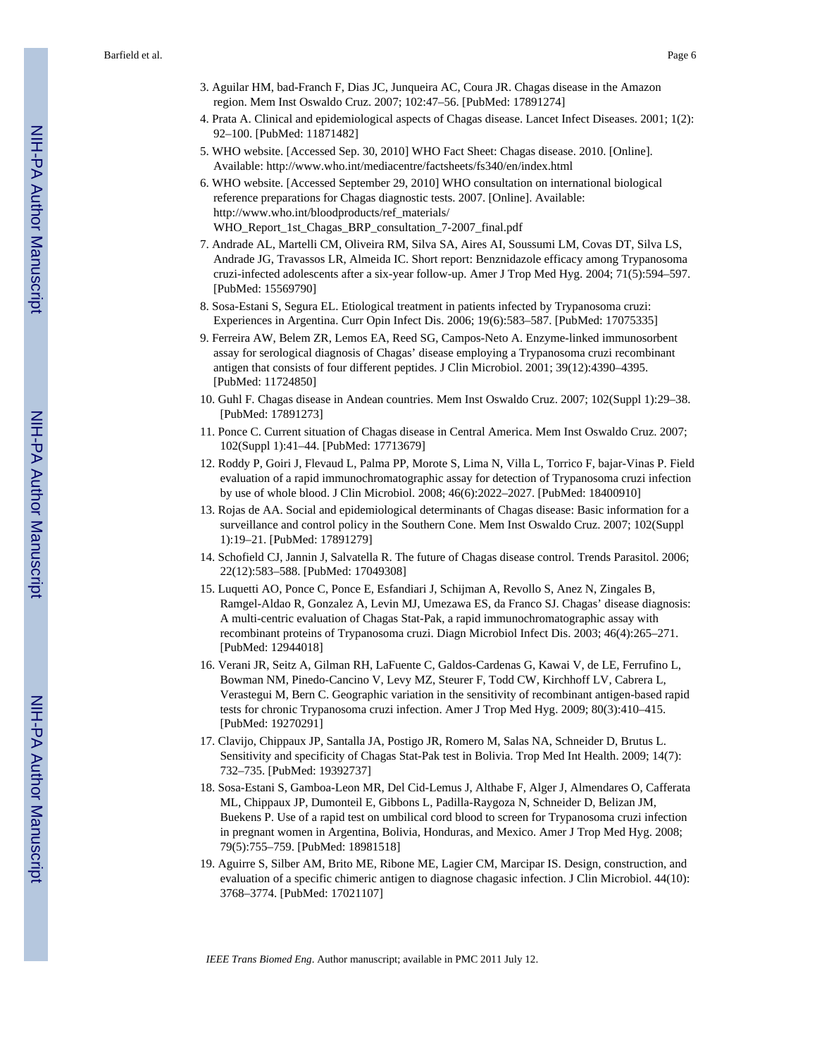3. Aguilar HM, bad-Franch F, Dias JC, Junqueira AC, Coura JR. Chagas disease in the Amazon region. Mem Inst Oswaldo Cruz. 2007; 102:47–56. [PubMed: 17891274]
4. Prata A. Clinical and epidemiological aspects of Chagas disease. Lancet Infect Diseases. 2001; 1(2): 92–100. [PubMed: 11871482]
5. WHO website. [Accessed Sep. 30, 2010] WHO Fact Sheet: Chagas disease. 2010. [Online]. Available: http://www.who.int/mediacentre/factsheets/fs340/en/index.html
6. WHO website. [Accessed September 29, 2010] WHO consultation on international biological reference preparations for Chagas diagnostic tests. 2007. [Online]. Available: http://www.who.int/bloodproducts/ref_materials/WHO_Report_1st_Chagas_BRP_consultation_7-2007_final.pdf
7. Andrade AL, Martelli CM, Oliveira RM, Silva SA, Aires AI, Soussumi LM, Covas DT, Silva LS, Andrade JG, Travassos LR, Almeida IC. Short report: Benznidazole efficacy among Trypanosoma cruzi-infected adolescents after a six-year follow-up. Amer J Trop Med Hyg. 2004; 71(5):594–597. [PubMed: 15569790]
8. Sosa-Estani S, Segura EL. Etiological treatment in patients infected by Trypanosoma cruzi: Experiences in Argentina. Curr Opin Infect Dis. 2006; 19(6):583–587. [PubMed: 17075335]
9. Ferreira AW, Belem ZR, Lemos EA, Reed SG, Campos-Neto A. Enzyme-linked immunosorbent assay for serological diagnosis of Chagas' disease employing a Trypanosoma cruzi recombinant antigen that consists of four different peptides. J Clin Microbiol. 2001; 39(12):4390–4395. [PubMed: 11724850]
10. Guhl F. Chagas disease in Andean countries. Mem Inst Oswaldo Cruz. 2007; 102(Suppl 1):29–38. [PubMed: 17891273]
11. Ponce C. Current situation of Chagas disease in Central America. Mem Inst Oswaldo Cruz. 2007; 102(Suppl 1):41–44. [PubMed: 17713679]
12. Roddy P, Goiri J, Flevaud L, Palma PP, Morote S, Lima N, Villa L, Torrico F, bajar-Vinas P. Field evaluation of a rapid immunochromatographic assay for detection of Trypanosoma cruzi infection by use of whole blood. J Clin Microbiol. 2008; 46(6):2022–2027. [PubMed: 18400910]
13. Rojas de AA. Social and epidemiological determinants of Chagas disease: Basic information for a surveillance and control policy in the Southern Cone. Mem Inst Oswaldo Cruz. 2007; 102(Suppl 1):19–21. [PubMed: 17891279]
14. Schofield CJ, Jannin J, Salvatella R. The future of Chagas disease control. Trends Parasitol. 2006; 22(12):583–588. [PubMed: 17049308]
15. Luquetti AO, Ponce C, Ponce E, Esfandiari J, Schijman A, Revollo S, Anez N, Zingales B, Ramgel-Aldao R, Gonzalez A, Levin MJ, Umezawa ES, da Franco SJ. Chagas' disease diagnosis: A multi-centric evaluation of Chagas Stat-Pak, a rapid immunochromatographic assay with recombinant proteins of Trypanosoma cruzi. Diagn Microbiol Infect Dis. 2003; 46(4):265–271. [PubMed: 12944018]
16. Verani JR, Seitz A, Gilman RH, LaFuente C, Galdos-Cardenas G, Kawai V, de LE, Ferrufino L, Bowman NM, Pinedo-Cancino V, Levy MZ, Steurer F, Todd CW, Kirchhoff LV, Cabrera L, Verastegui M, Bern C. Geographic variation in the sensitivity of recombinant antigen-based rapid tests for chronic Trypanosoma cruzi infection. Amer J Trop Med Hyg. 2009; 80(3):410–415. [PubMed: 19270291]
17. Clavijo, Chippaux JP, Santalla JA, Postigo JR, Romero M, Salas NA, Schneider D, Brutus L. Sensitivity and specificity of Chagas Stat-Pak test in Bolivia. Trop Med Int Health. 2009; 14(7): 732–735. [PubMed: 19392737]
18. Sosa-Estani S, Gamboa-Leon MR, Del Cid-Lemus J, Althabe F, Alger J, Almendares O, Cafferata ML, Chippaux JP, Dumonteil E, Gibbons L, Padilla-Raygoza N, Schneider D, Belizan JM, Buekens P. Use of a rapid test on umbilical cord blood to screen for Trypanosoma cruzi infection in pregnant women in Argentina, Bolivia, Honduras, and Mexico. Amer J Trop Med Hyg. 2008; 79(5):755–759. [PubMed: 18981518]
19. Aguirre S, Silber AM, Brito ME, Ribone ME, Lagier CM, Marcipar IS. Design, construction, and evaluation of a specific chimeric antigen to diagnose chagasic infection. J Clin Microbiol. 44(10): 3768–3774. [PubMed: 17021107]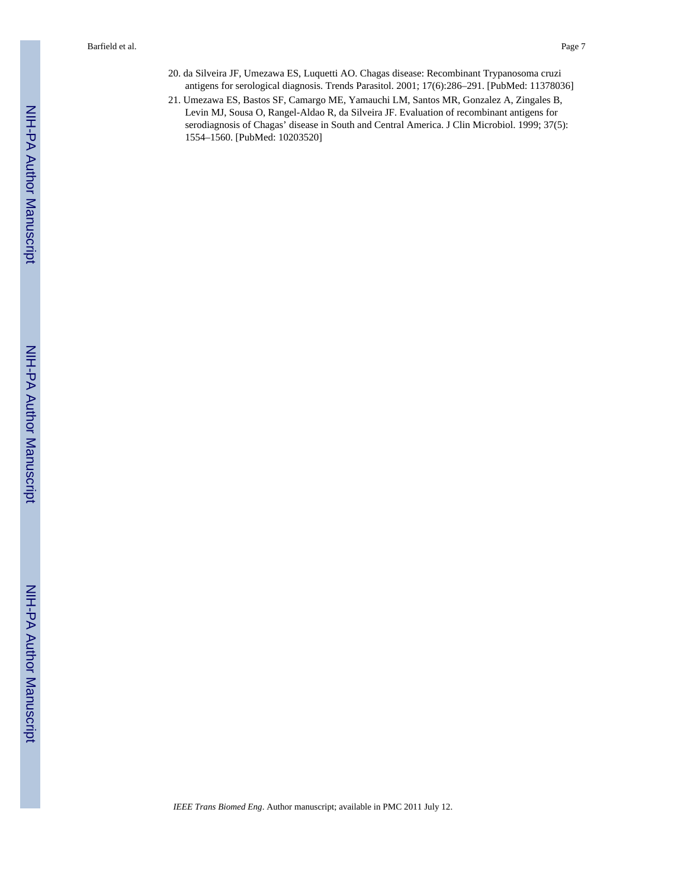20. da Silveira JF, Umezawa ES, Luquetti AO. Chagas disease: Recombinant Trypanosoma cruzi antigens for serological diagnosis. Trends Parasitol. 2001; 17(6):286–291. [PubMed: 11378036]
21. Umezawa ES, Bastos SF, Camargo ME, Yamauchi LM, Santos MR, Gonzalez A, Zingales B, Levin MJ, Sousa O, Rangel-Aldao R, da Silveira JF. Evaluation of recombinant antigens for serodiagnosis of Chagas' disease in South and Central America. J Clin Microbiol. 1999; 37(5): 1554–1560. [PubMed: 10203520]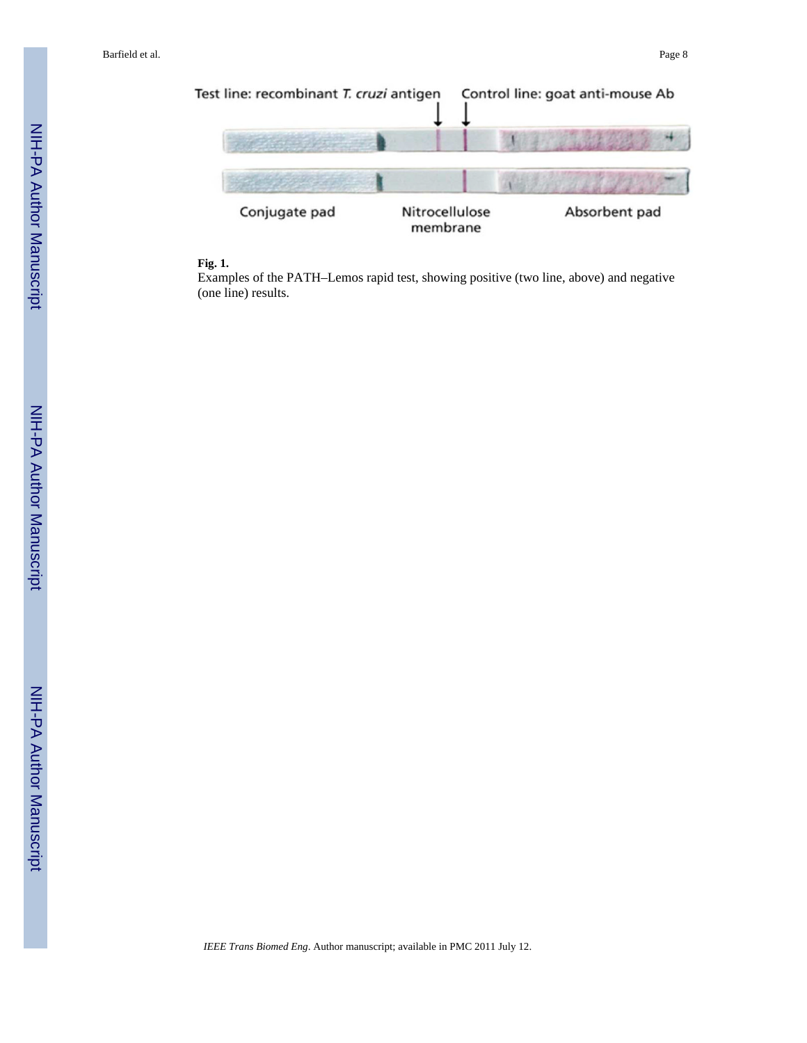Test line: recombinant *T. cruzi* antigen

Control line: goat anti-mouse Ab

Conjugate pad

Nitrocellulose membrane

Absorbent pad

**Fig. 1.**

Examples of the PATH–Lemos rapid test, showing positive (two line, above) and negative (one line) results.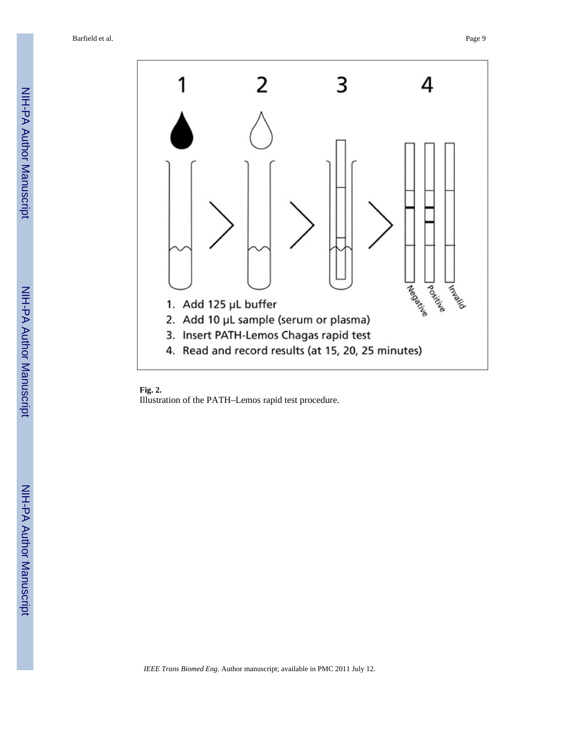1. Add 125 µL buffer
2. Add 10 µL sample (serum or plasma)
3. Insert PATH-Lemos Chagas rapid test
4. Read and record results (at 15, 20, 25 minutes)

**Fig. 2.**
Illustration of the PATH–Lemos rapid test procedure.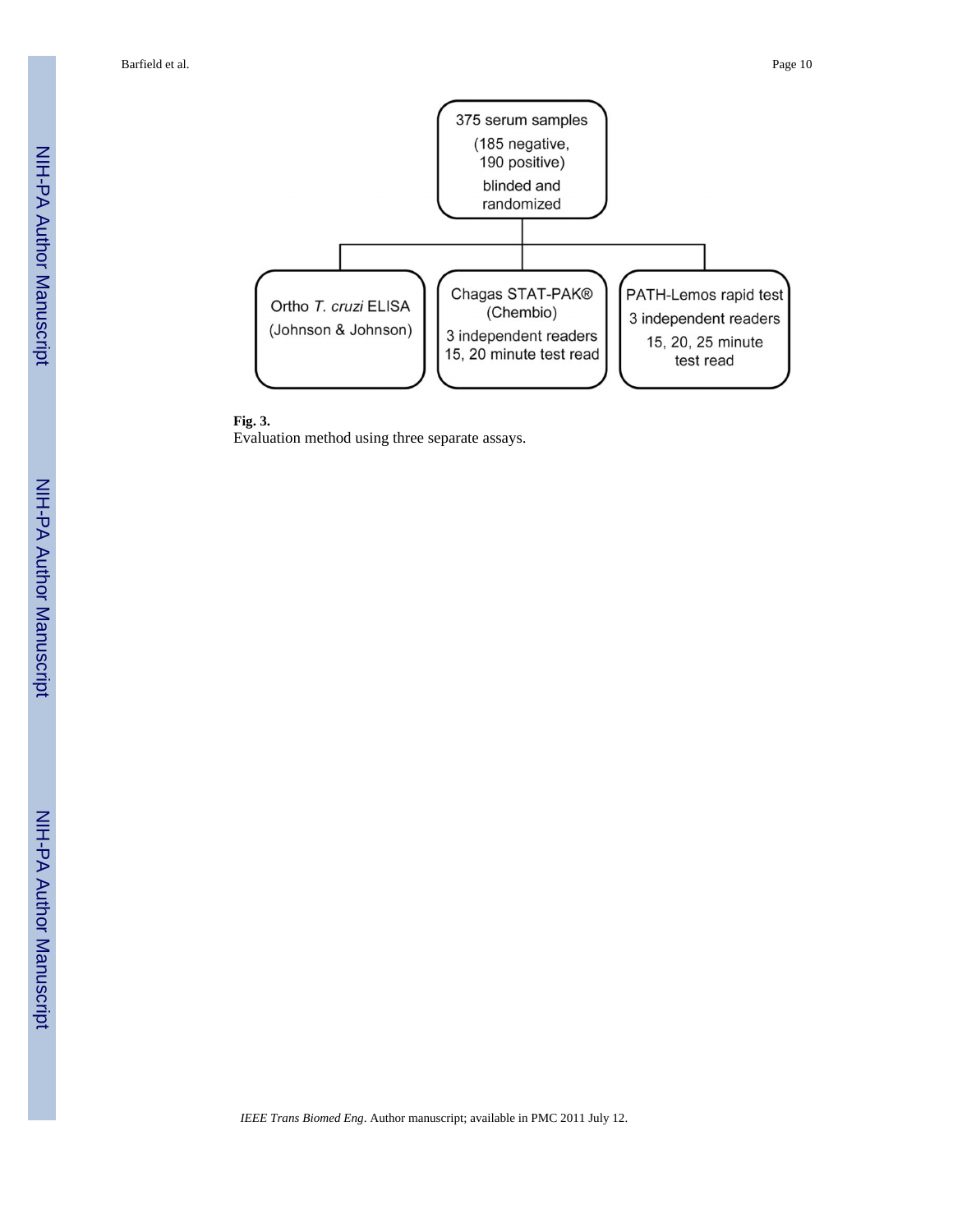375 serum samples
(185 negative, 190 positive)
blinded and randomized

Ortho *T. cruzi* ELISA
(Johnson & Johnson)

Chagas STAT-PAK®
(Chembio)
3 independent readers
15, 20 minute test read

PATH-Lemos rapid test
3 independent readers
15, 20, 25 minute test read

**Fig. 3.**

Evaluation method using three separate assays.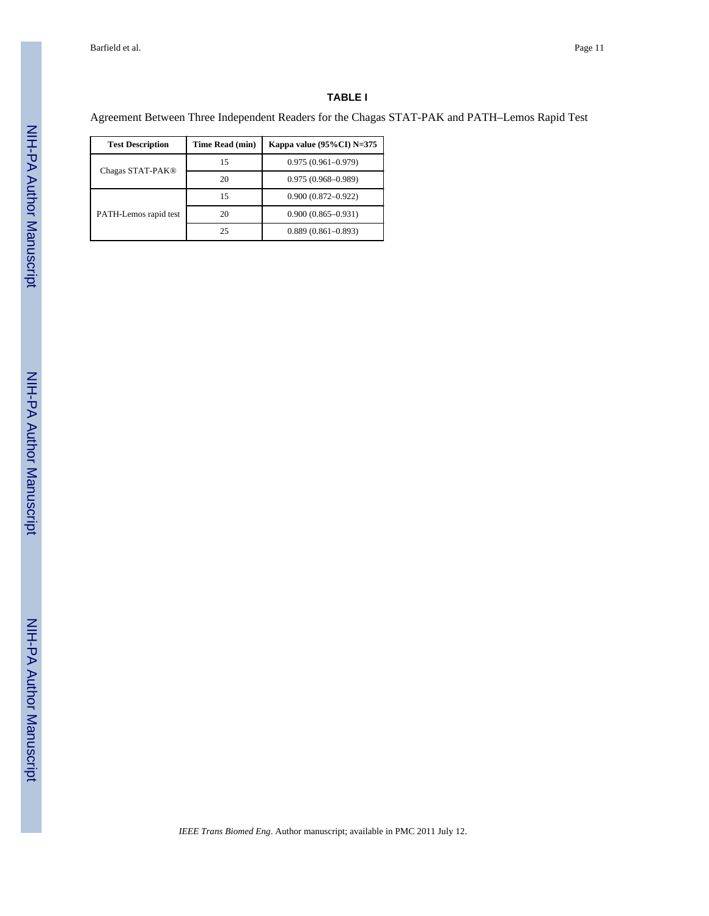## TABLE I

Agreement Between Three Independent Readers for the Chagas STAT-PAK and PATH–Lemos Rapid Test

| Test Description | Time Read (min) | Kappa value (95%CI) N=375 |
|---|---|---|
| Chagas STAT-PAK® | 15 | 0.975 (0.961–0.979) |
| | 20 | 0.975 (0.968–0.989) |
| PATH-Lemos rapid test | 15 | 0.900 (0.872–0.922) |
| | 20 | 0.900 (0.865–0.931) |
| | 25 | 0.889 (0.861–0.893) |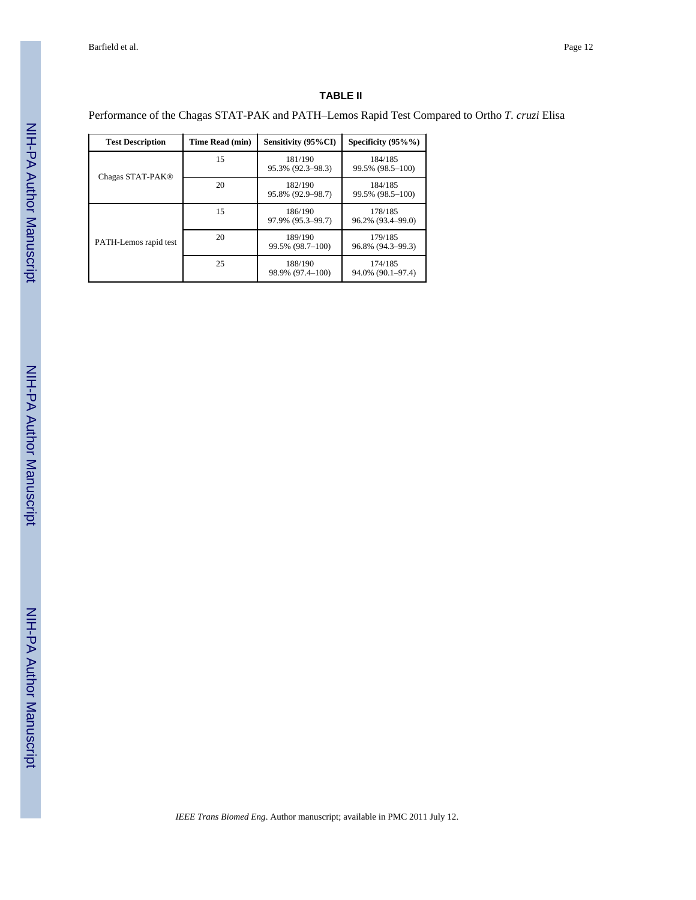## TABLE II

Performance of the Chagas STAT-PAK and PATH–Lemos Rapid Test Compared to Ortho *T. cruzi* Elisa

| Test Description | Time Read (min) | Sensitivity (95%CI) | Specificity (95%%) |
|---|---|---|---|
| Chagas STAT-PAK® | 15 | 181/190<br>95.3% (92.3–98.3) | 184/185<br>99.5% (98.5–100) |
| | 20 | 182/190<br>95.8% (92.9–98.7) | 184/185<br>99.5% (98.5–100) |
| PATH-Lemos rapid test | 15 | 186/190<br>97.9% (95.3–99.7) | 178/185<br>96.2% (93.4–99.0) |
| | 20 | 189/190<br>99.5% (98.7–100) | 179/185<br>96.8% (94.3–99.3) |
| | 25 | 188/190<br>98.9% (97.4–100) | 174/185<br>94.0% (90.1–97.4) |